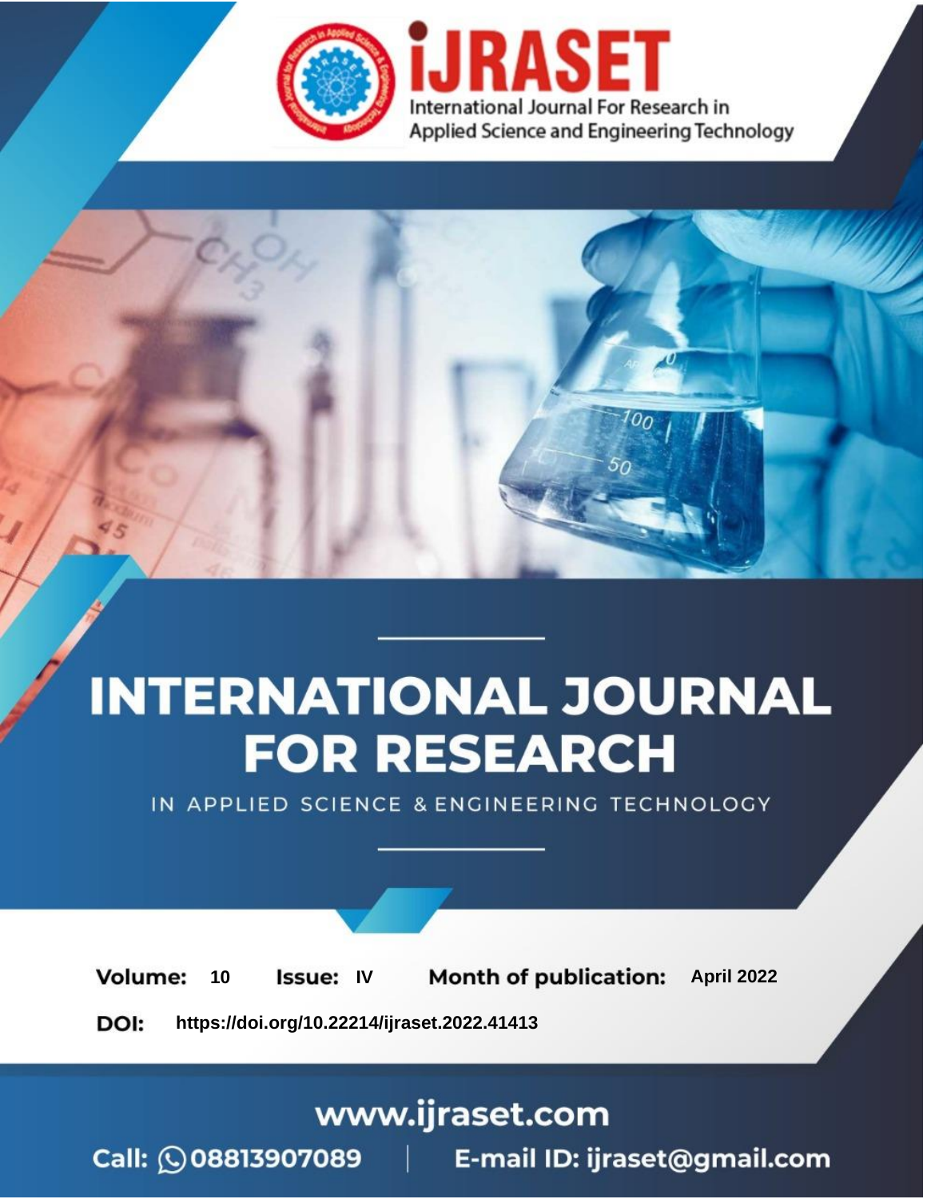# INTERNATIONAL JOURNAL FOR RESEARCH

IN APPLIED SCIENCE & ENGINEERING TECHNOLOGY

iJRASET

International Journal For Research in Applied Science and Engineering Technology

**Volume:** 10 **Issue:** IV **Month of publication:** April 2022

**DOI:** https://doi.org/10.22214/ijraset.2022.41413

www.ijraset.com

Call: 08813907089 | E-mail ID: ijraset@gmail.com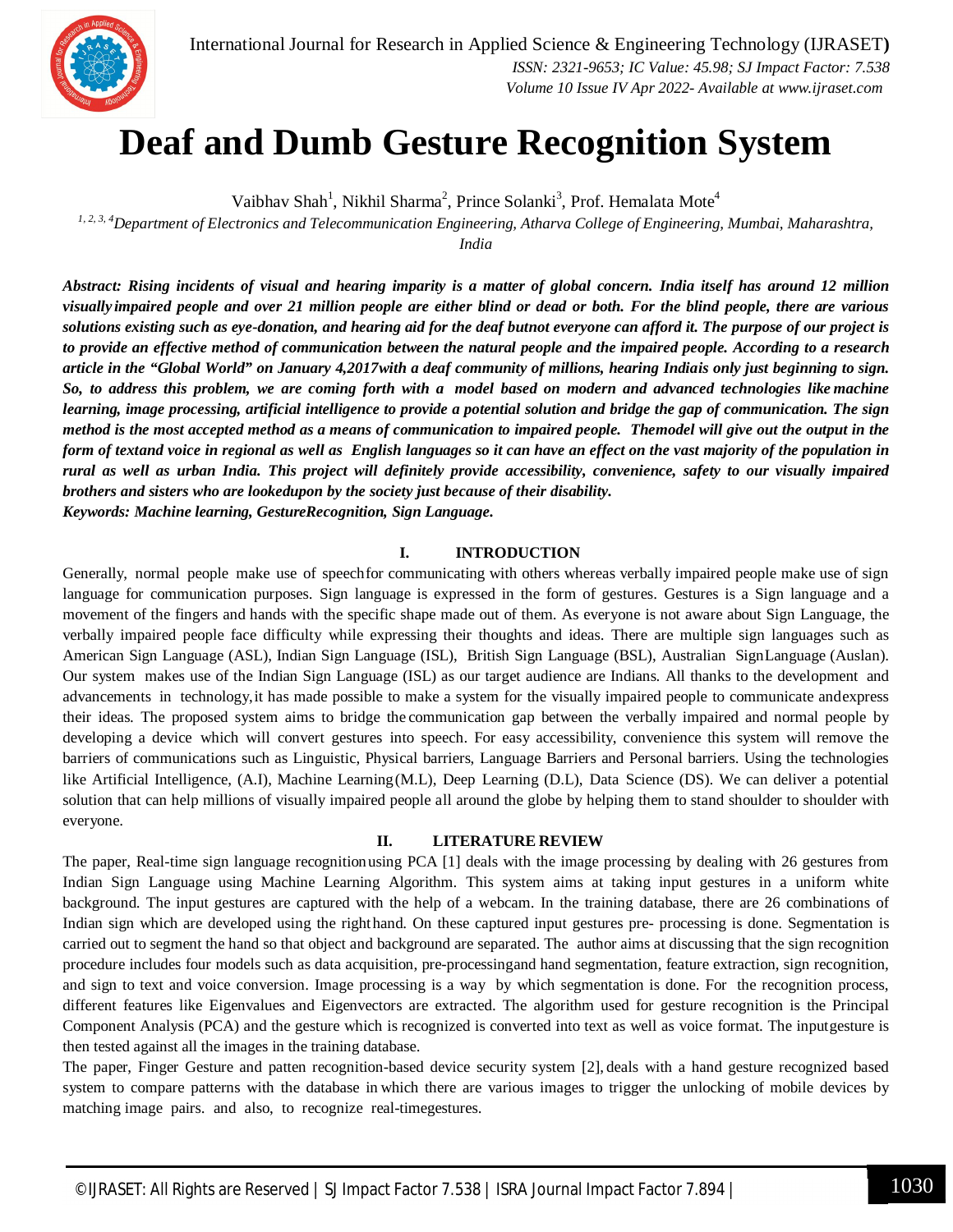# Deaf and Dumb Gesture Recognition System

Vaibhav Shah[1], Nikhil Sharma[2], Prince Solanki[3], Prof. Hemalata Mote[4]

[1, 2, 3, 4]*Department of Electronics and Telecommunication Engineering, Atharva College of Engineering, Mumbai, Maharashtra, India*

***Abstract:** Rising incidents of visual and hearing imparity is a matter of global concern. India itself has around 12 million visually impaired people and over 21 million people are either blind or dead or both. For the blind people, there are various solutions existing such as eye-donation, and hearing aid for the deaf butnot everyone can afford it. The purpose of our project is to provide an effective method of communication between the natural people and the impaired people. According to a research article in the "Global World" on January 4,2017with a deaf community of millions, hearing Indiais only just beginning to sign. So, to address this problem, we are coming forth with a model based on modern and advanced technologies like machine learning, image processing, artificial intelligence to provide a potential solution and bridge the gap of communication. The sign method is the most accepted method as a means of communication to impaired people. Themodel will give out the output in the form of textand voice in regional as well as English languages so it can have an effect on the vast majority of the population in rural as well as urban India. This project will definitely provide accessibility, convenience, safety to our visually impaired brothers and sisters who are lookedupon by the society just because of their disability.***

***Keywords: Machine learning, GestureRecognition, Sign Language.***

## I. INTRODUCTION

Generally, normal people make use of speechfor communicating with others whereas verbally impaired people make use of sign language for communication purposes. Sign language is expressed in the form of gestures. Gestures is a Sign language and a movement of the fingers and hands with the specific shape made out of them. As everyone is not aware about Sign Language, the verbally impaired people face difficulty while expressing their thoughts and ideas. There are multiple sign languages such as American Sign Language (ASL), Indian Sign Language (ISL), British Sign Language (BSL), Australian SignLanguage (Auslan). Our system makes use of the Indian Sign Language (ISL) as our target audience are Indians. All thanks to the development and advancements in technology,it has made possible to make a system for the visually impaired people to communicate andexpress their ideas. The proposed system aims to bridge the communication gap between the verbally impaired and normal people by developing a device which will convert gestures into speech. For easy accessibility, convenience this system will remove the barriers of communications such as Linguistic, Physical barriers, Language Barriers and Personal barriers. Using the technologies like Artificial Intelligence, (A.I), Machine Learning(M.L), Deep Learning (D.L), Data Science (DS). We can deliver a potential solution that can help millions of visually impaired people all around the globe by helping them to stand shoulder to shoulder with everyone.

## II. LITERATURE REVIEW

The paper, Real-time sign language recognitionusing PCA [1] deals with the image processing by dealing with 26 gestures from Indian Sign Language using Machine Learning Algorithm. This system aims at taking input gestures in a uniform white background. The input gestures are captured with the help of a webcam. In the training database, there are 26 combinations of Indian sign which are developed using the righthand. On these captured input gestures pre- processing is done. Segmentation is carried out to segment the hand so that object and background are separated. The author aims at discussing that the sign recognition procedure includes four models such as data acquisition, pre-processingand hand segmentation, feature extraction, sign recognition, and sign to text and voice conversion. Image processing is a way by which segmentation is done. For the recognition process, different features like Eigenvalues and Eigenvectors are extracted. The algorithm used for gesture recognition is the Principal Component Analysis (PCA) and the gesture which is recognized is converted into text as well as voice format. The inputgesture is then tested against all the images in the training database.

The paper, Finger Gesture and patten recognition-based device security system [2], deals with a hand gesture recognized based system to compare patterns with the database in which there are various images to trigger the unlocking of mobile devices by matching image pairs. and also, to recognize real-timegestures.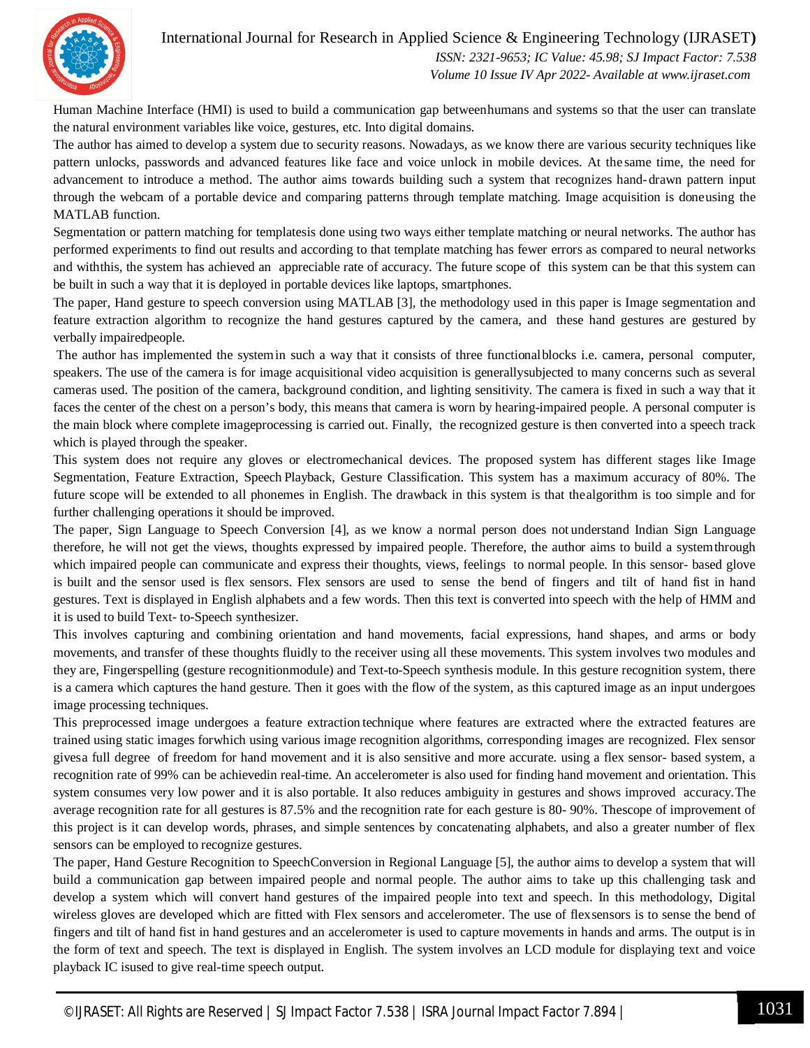Human Machine Interface (HMI) is used to build a communication gap betweenhumans and systems so that the user can translate the natural environment variables like voice, gestures, etc. Into digital domains.

The author has aimed to develop a system due to security reasons. Nowadays, as we know there are various security techniques like pattern unlocks, passwords and advanced features like face and voice unlock in mobile devices. At the same time, the need for advancement to introduce a method. The author aims towards building such a system that recognizes hand-drawn pattern input through the webcam of a portable device and comparing patterns through template matching. Image acquisition is doneusing the MATLAB function.

Segmentation or pattern matching for templatesis done using two ways either template matching or neural networks. The author has performed experiments to find out results and according to that template matching has fewer errors as compared to neural networks and withthis, the system has achieved an appreciable rate of accuracy. The future scope of this system can be that this system can be built in such a way that it is deployed in portable devices like laptops, smartphones.

The paper, Hand gesture to speech conversion using MATLAB [3], the methodology used in this paper is Image segmentation and feature extraction algorithm to recognize the hand gestures captured by the camera, and these hand gestures are gestured by verbally impairedpeople.

The author has implemented the systemin such a way that it consists of three functionalblocks i.e. camera, personal computer, speakers. The use of the camera is for image acquisitional video acquisition is generallysubjected to many concerns such as several cameras used. The position of the camera, background condition, and lighting sensitivity. The camera is fixed in such a way that it faces the center of the chest on a person's body, this means that camera is worn by hearing-impaired people. A personal computer is the main block where complete imageprocessing is carried out. Finally, the recognized gesture is then converted into a speech track which is played through the speaker.

This system does not require any gloves or electromechanical devices. The proposed system has different stages like Image Segmentation, Feature Extraction, Speech Playback, Gesture Classification. This system has a maximum accuracy of 80%. The future scope will be extended to all phonemes in English. The drawback in this system is that thealgorithm is too simple and for further challenging operations it should be improved.

The paper, Sign Language to Speech Conversion [4], as we know a normal person does not understand Indian Sign Language therefore, he will not get the views, thoughts expressed by impaired people. Therefore, the author aims to build a systemthrough which impaired people can communicate and express their thoughts, views, feelings to normal people. In this sensor- based glove is built and the sensor used is flex sensors. Flex sensors are used to sense the bend of fingers and tilt of hand fist in hand gestures. Text is displayed in English alphabets and a few words. Then this text is converted into speech with the help of HMM and it is used to build Text- to-Speech synthesizer.

This involves capturing and combining orientation and hand movements, facial expressions, hand shapes, and arms or body movements, and transfer of these thoughts fluidly to the receiver using all these movements. This system involves two modules and they are, Fingerspelling (gesture recognitionmodule) and Text-to-Speech synthesis module. In this gesture recognition system, there is a camera which captures the hand gesture. Then it goes with the flow of the system, as this captured image as an input undergoes image processing techniques.

This preprocessed image undergoes a feature extraction technique where features are extracted where the extracted features are trained using static images forwhich using various image recognition algorithms, corresponding images are recognized. Flex sensor givesa full degree of freedom for hand movement and it is also sensitive and more accurate. using a flex sensor- based system, a recognition rate of 99% can be achievedin real-time. An accelerometer is also used for finding hand movement and orientation. This system consumes very low power and it is also portable. It also reduces ambiguity in gestures and shows improved accuracy.The average recognition rate for all gestures is 87.5% and the recognition rate for each gesture is 80- 90%. Thescope of improvement of this project is it can develop words, phrases, and simple sentences by concatenating alphabets, and also a greater number of flex sensors can be employed to recognize gestures.

The paper, Hand Gesture Recognition to SpeechConversion in Regional Language [5], the author aims to develop a system that will build a communication gap between impaired people and normal people. The author aims to take up this challenging task and develop a system which will convert hand gestures of the impaired people into text and speech. In this methodology, Digital wireless gloves are developed which are fitted with Flex sensors and accelerometer. The use of flexsensors is to sense the bend of fingers and tilt of hand fist in hand gestures and an accelerometer is used to capture movements in hands and arms. The output is in the form of text and speech. The text is displayed in English. The system involves an LCD module for displaying text and voice playback IC isused to give real-time speech output.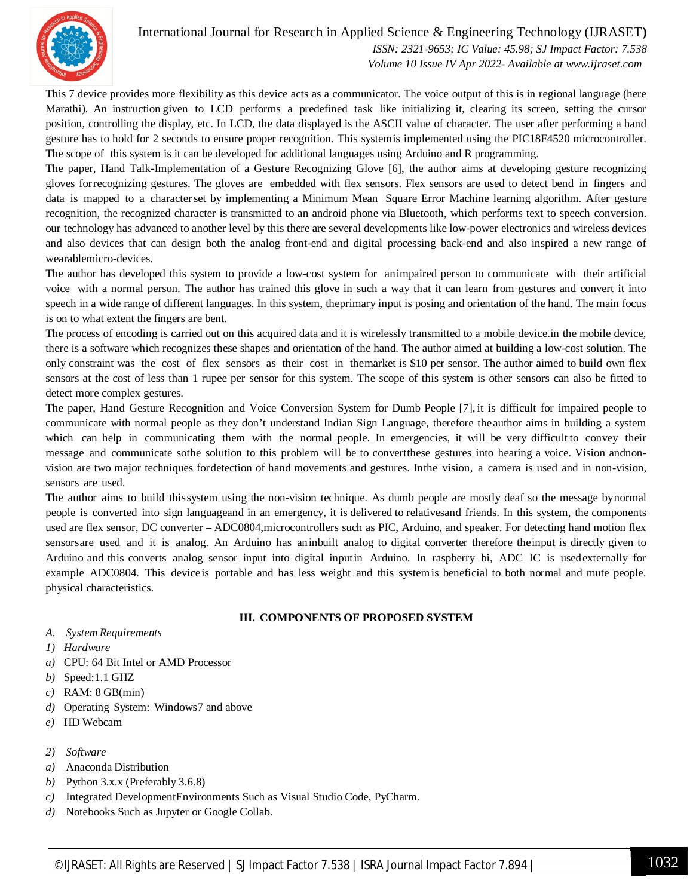This 7 device provides more flexibility as this device acts as a communicator. The voice output of this is in regional language (here Marathi). An instruction given to LCD performs a predefined task like initializing it, clearing its screen, setting the cursor position, controlling the display, etc. In LCD, the data displayed is the ASCII value of character. The user after performing a hand gesture has to hold for 2 seconds to ensure proper recognition. This systemis implemented using the PIC18F4520 microcontroller. The scope of this system is it can be developed for additional languages using Arduino and R programming.

The paper, Hand Talk-Implementation of a Gesture Recognizing Glove [6], the author aims at developing gesture recognizing gloves forrecognizing gestures. The gloves are embedded with flex sensors. Flex sensors are used to detect bend in fingers and data is mapped to a characterset by implementing a Minimum Mean Square Error Machine learning algorithm. After gesture recognition, the recognized character is transmitted to an android phone via Bluetooth, which performs text to speech conversion. our technology has advanced to another level by this there are several developments like low-power electronics and wireless devices and also devices that can design both the analog front-end and digital processing back-end and also inspired a new range of wearablemicro-devices.

The author has developed this system to provide a low-cost system for animpaired person to communicate with their artificial voice with a normal person. The author has trained this glove in such a way that it can learn from gestures and convert it into speech in a wide range of different languages. In this system, theprimary input is posing and orientation of the hand. The main focus is on to what extent the fingers are bent.

The process of encoding is carried out on this acquired data and it is wirelessly transmitted to a mobile device.in the mobile device, there is a software which recognizes these shapes and orientation of the hand. The author aimed at building a low-cost solution. The only constraint was the cost of flex sensors as their cost in themarket is $10 per sensor. The author aimed to build own flex sensors at the cost of less than 1 rupee per sensor for this system. The scope of this system is other sensors can also be fitted to detect more complex gestures.

The paper, Hand Gesture Recognition and Voice Conversion System for Dumb People [7], it is difficult for impaired people to communicate with normal people as they don't understand Indian Sign Language, therefore theauthor aims in building a system which can help in communicating them with the normal people. In emergencies, it will be very difficult to convey their message and communicate sothe solution to this problem will be to convertthese gestures into hearing a voice. Vision andnon-vision are two major techniques fordetection of hand movements and gestures. Inthe vision, a camera is used and in non-vision, sensors are used.

The author aims to build thissystem using the non-vision technique. As dumb people are mostly deaf so the message bynormal people is converted into sign languageand in an emergency, it is delivered to relativesand friends. In this system, the components used are flex sensor, DC converter – ADC0804,microcontrollers such as PIC, Arduino, and speaker. For detecting hand motion flex sensorsare used and it is analog. An Arduino has aninbuilt analog to digital converter therefore theinput is directly given to Arduino and this converts analog sensor input into digital inputin Arduino. In raspberry bi, ADC IC is usedexternally for example ADC0804. This deviceis portable and has less weight and this systemis beneficial to both normal and mute people. physical characteristics.

## III. COMPONENTS OF PROPOSED SYSTEM

### A. System Requirements

*1) Hardware*

a) CPU: 64 Bit Intel or AMD Processor
b) Speed:1.1 GHZ
c) RAM: 8 GB(min)
d) Operating System: Windows7 and above
e) HD Webcam

*2) Software*

a) Anaconda Distribution
b) Python 3.x.x (Preferably 3.6.8)
c) Integrated DevelopmentEnvironments Such as Visual Studio Code, PyCharm.
d) Notebooks Such as Jupyter or Google Collab.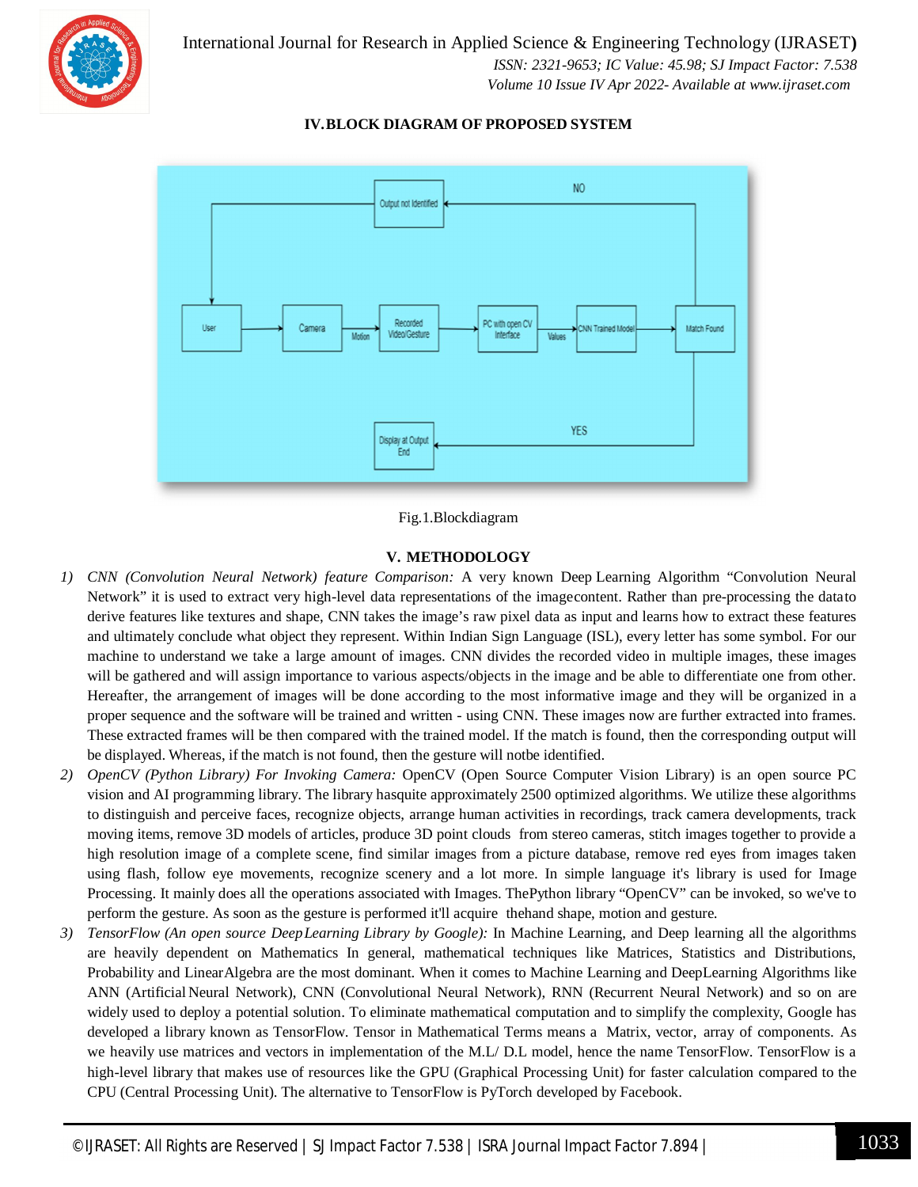## IV. BLOCK DIAGRAM OF PROPOSED SYSTEM

Fig.1.Blockdiagram

## V. METHODOLOGY

1) *CNN (Convolution Neural Network) feature Comparison:* A very known Deep Learning Algorithm "Convolution Neural Network" it is used to extract very high-level data representations of the imagecontent. Rather than pre-processing the datato derive features like textures and shape, CNN takes the image's raw pixel data as input and learns how to extract these features and ultimately conclude what object they represent. Within Indian Sign Language (ISL), every letter has some symbol. For our machine to understand we take a large amount of images. CNN divides the recorded video in multiple images, these images will be gathered and will assign importance to various aspects/objects in the image and be able to differentiate one from other. Hereafter, the arrangement of images will be done according to the most informative image and they will be organized in a proper sequence and the software will be trained and written - using CNN. These images now are further extracted into frames. These extracted frames will be then compared with the trained model. If the match is found, then the corresponding output will be displayed. Whereas, if the match is not found, then the gesture will notbe identified.
2) *OpenCV (Python Library) For Invoking Camera:* OpenCV (Open Source Computer Vision Library) is an open source PC vision and AI programming library. The library hasquite approximately 2500 optimized algorithms. We utilize these algorithms to distinguish and perceive faces, recognize objects, arrange human activities in recordings, track camera developments, track moving items, remove 3D models of articles, produce 3D point clouds from stereo cameras, stitch images together to provide a high resolution image of a complete scene, find similar images from a picture database, remove red eyes from images taken using flash, follow eye movements, recognize scenery and a lot more. In simple language it's library is used for Image Processing. It mainly does all the operations associated with Images. ThePython library "OpenCV" can be invoked, so we've to perform the gesture. As soon as the gesture is performed it'll acquire thehand shape, motion and gesture.
3) *TensorFlow (An open source DeepLearning Library by Google):* In Machine Learning, and Deep learning all the algorithms are heavily dependent on Mathematics In general, mathematical techniques like Matrices, Statistics and Distributions, Probability and LinearAlgebra are the most dominant. When it comes to Machine Learning and DeepLearning Algorithms like ANN (Artificial Neural Network), CNN (Convolutional Neural Network), RNN (Recurrent Neural Network) and so on are widely used to deploy a potential solution. To eliminate mathematical computation and to simplify the complexity, Google has developed a library known as TensorFlow. Tensor in Mathematical Terms means a Matrix, vector, array of components. As we heavily use matrices and vectors in implementation of the M.L/ D.L model, hence the name TensorFlow. TensorFlow is a high-level library that makes use of resources like the GPU (Graphical Processing Unit) for faster calculation compared to the CPU (Central Processing Unit). The alternative to TensorFlow is PyTorch developed by Facebook.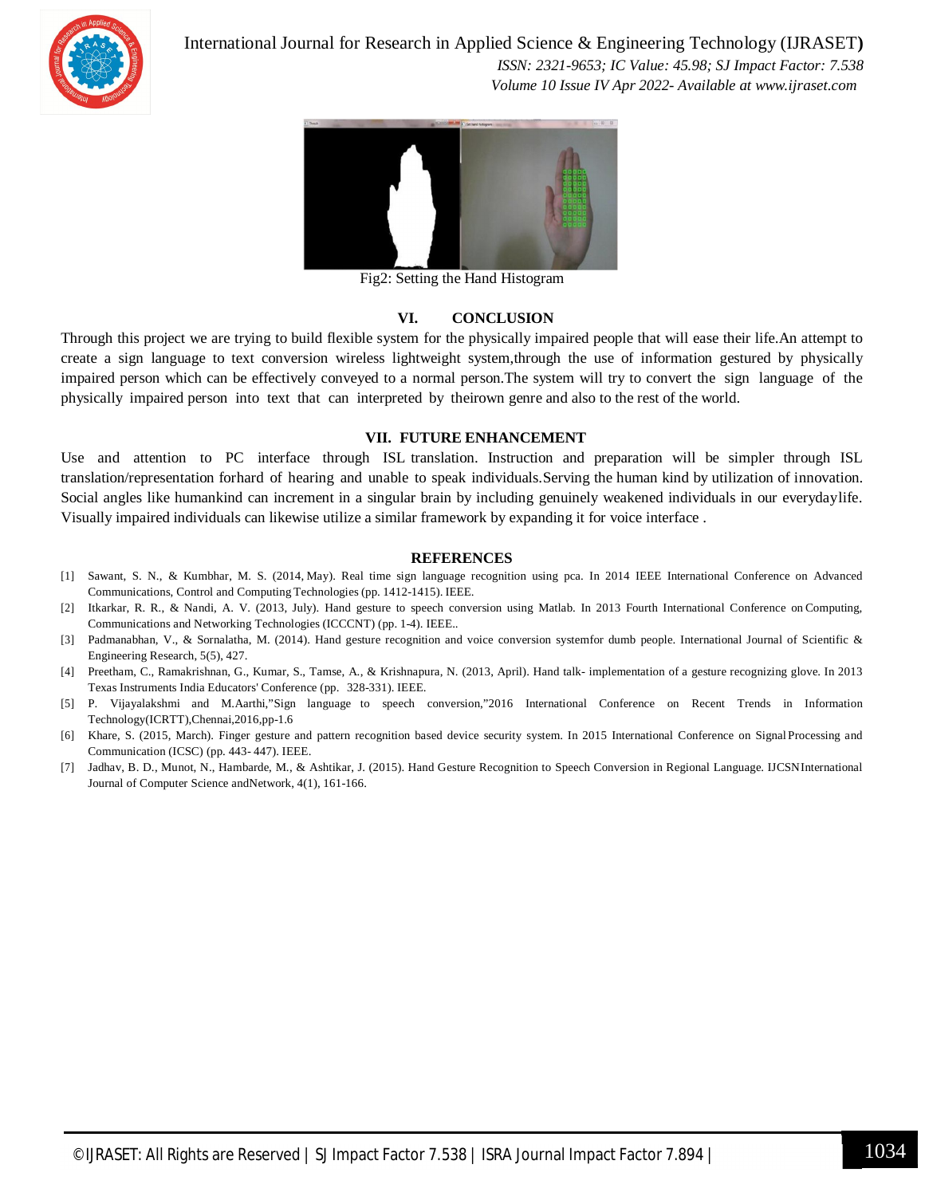Fig2: Setting the Hand Histogram

## VI. CONCLUSION

Through this project we are trying to build flexible system for the physically impaired people that will ease their life.An attempt to create a sign language to text conversion wireless lightweight system,through the use of information gestured by physically impaired person which can be effectively conveyed to a normal person.The system will try to convert the sign language of the physically impaired person into text that can interpreted by theirown genre and also to the rest of the world.

## VII. FUTURE ENHANCEMENT

Use and attention to PC interface through ISL translation. Instruction and preparation will be simpler through ISL translation/representation forhard of hearing and unable to speak individuals.Serving the human kind by utilization of innovation. Social angles like humankind can increment in a singular brain by including genuinely weakened individuals in our everydaylife. Visually impaired individuals can likewise utilize a similar framework by expanding it for voice interface .

## REFERENCES

[1] Sawant, S. N., & Kumbhar, M. S. (2014, May). Real time sign language recognition using pca. In 2014 IEEE International Conference on Advanced Communications, Control and Computing Technologies (pp. 1412-1415). IEEE.

[2] Itkarkar, R. R., & Nandi, A. V. (2013, July). Hand gesture to speech conversion using Matlab. In 2013 Fourth International Conference on Computing, Communications and Networking Technologies (ICCCNT) (pp. 1-4). IEEE..

[3] Padmanabhan, V., & Sornalatha, M. (2014). Hand gesture recognition and voice conversion systemfor dumb people. International Journal of Scientific & Engineering Research, 5(5), 427.

[4] Preetham, C., Ramakrishnan, G., Kumar, S., Tamse, A., & Krishnapura, N. (2013, April). Hand talk- implementation of a gesture recognizing glove. In 2013 Texas Instruments India Educators' Conference (pp. 328-331). IEEE.

[5] P. Vijayalakshmi and M.Aarthi,"Sign language to speech conversion,"2016 International Conference on Recent Trends in Information Technology(ICRTT),Chennai,2016,pp-1.6

[6] Khare, S. (2015, March). Finger gesture and pattern recognition based device security system. In 2015 International Conference on Signal Processing and Communication (ICSC) (pp. 443- 447). IEEE.

[7] Jadhav, B. D., Munot, N., Hambarde, M., & Ashtikar, J. (2015). Hand Gesture Recognition to Speech Conversion in Regional Language. IJCSNInternational Journal of Computer Science andNetwork, 4(1), 161-166.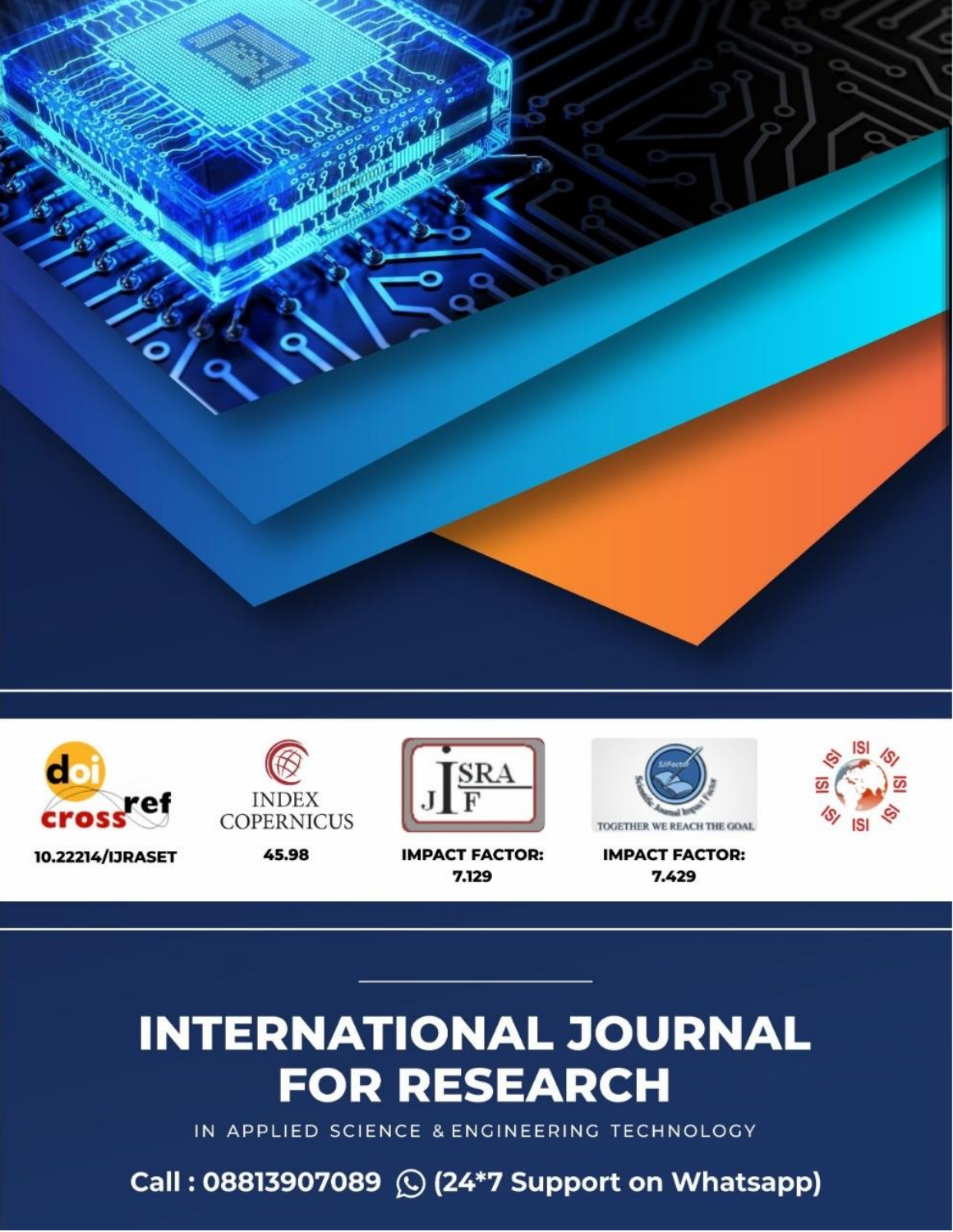10.22214/IJRASET

45.98

IMPACT FACTOR: 7.129

IMPACT FACTOR: 7.429

# INTERNATIONAL JOURNAL FOR RESEARCH

IN APPLIED SCIENCE & ENGINEERING TECHNOLOGY

Call : 08813907089 (24*7 Support on Whatsapp)